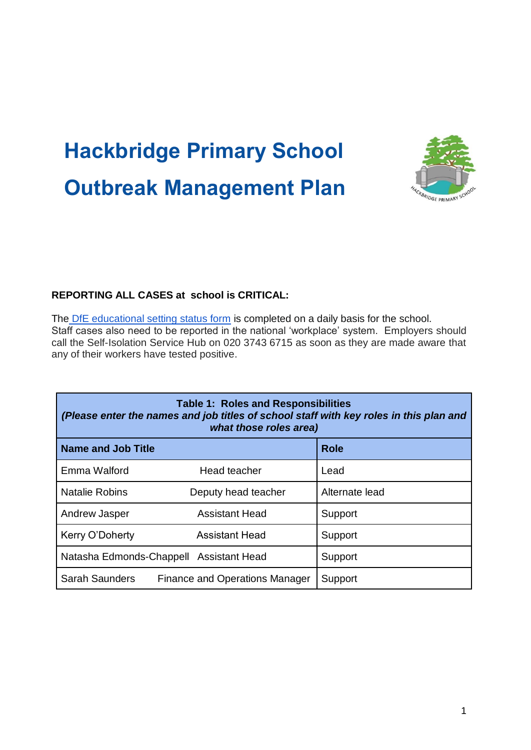# Hackbridge Primary School
# Outbreak Management Plan

**REPORTING ALL CASES at school is CRITICAL:**

The [DfE educational setting status form](DfE educational setting status form) is completed on a daily basis for the school. Staff cases also need to be reported in the national 'workplace' system. Employers should call the Self-Isolation Service Hub on 020 3743 6715 as soon as they are made aware that any of their workers have tested positive.

| **Table 1: Roles and Responsibilities** ***(Please enter the names and job titles of school staff with key roles in this plan and what those roles area)*** | | |
|---|---|---|
| **Name and Job Title** | | **Role** |
| Emma Walford | Head teacher | Lead |
| Natalie Robins | Deputy head teacher | Alternate lead |
| Andrew Jasper | Assistant Head | Support |
| Kerry O'Doherty | Assistant Head | Support |
| Natasha Edmonds-Chappell | Assistant Head | Support |
| Sarah Saunders | Finance and Operations Manager | Support |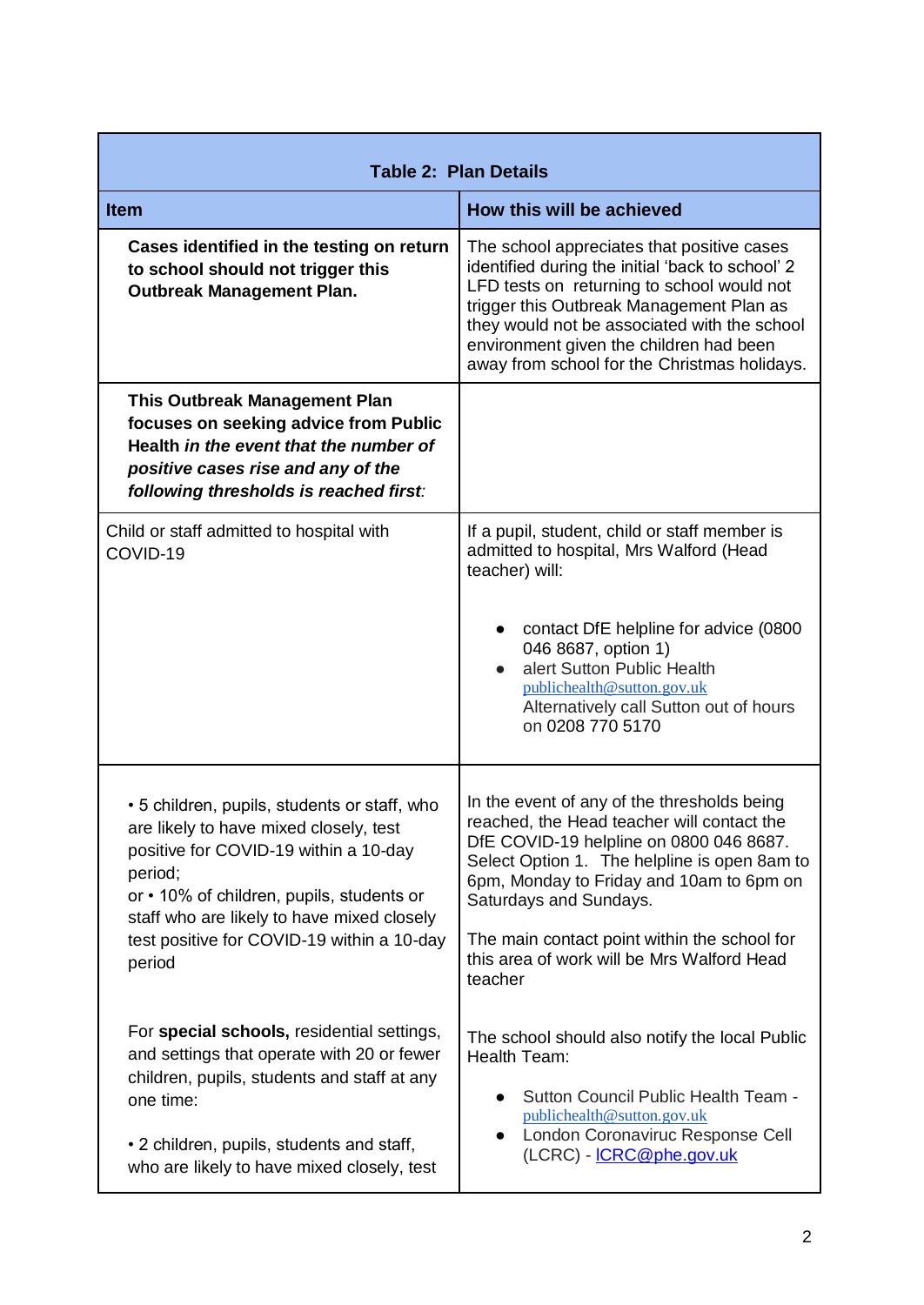| **Table 2: Plan Details** | |
|---|---|
| **Item** | **How this will be achieved** |
| **Cases identified in the testing on return to school should not trigger this Outbreak Management Plan.** | The school appreciates that positive cases identified during the initial 'back to school' 2 LFD tests on returning to school would not trigger this Outbreak Management Plan as they would not be associated with the school environment given the children had been away from school for the Christmas holidays. |
| **This Outbreak Management Plan focuses on seeking advice from Public Health *in the event that the number of positive cases rise and any of the following thresholds is reached first*:** | |
| Child or staff admitted to hospital with COVID-19 | If a pupil, student, child or staff member is admitted to hospital, Mrs Walford (Head teacher) will:<br><br>● contact DfE helpline for advice (0800 046 8687, option 1)<br>● alert Sutton Public Health publichealth@sutton.gov.uk Alternatively call Sutton out of hours on 0208 770 5170 |
| • 5 children, pupils, students or staff, who are likely to have mixed closely, test positive for COVID-19 within a 10-day period;<br>or • 10% of children, pupils, students or staff who are likely to have mixed closely test positive for COVID-19 within a 10-day period<br><br>For **special schools,** residential settings, and settings that operate with 20 or fewer children, pupils, students and staff at any one time:<br><br>• 2 children, pupils, students and staff, who are likely to have mixed closely, test | In the event of any of the thresholds being reached, the Head teacher will contact the DfE COVID-19 helpline on 0800 046 8687. Select Option 1. The helpline is open 8am to 6pm, Monday to Friday and 10am to 6pm on Saturdays and Sundays.<br><br>The main contact point within the school for this area of work will be Mrs Walford Head teacher<br><br>The school should also notify the local Public Health Team:<br><br>● Sutton Council Public Health Team - publichealth@sutton.gov.uk<br>● London Coronaviruc Response Cell (LCRC) - ICRC@phe.gov.uk |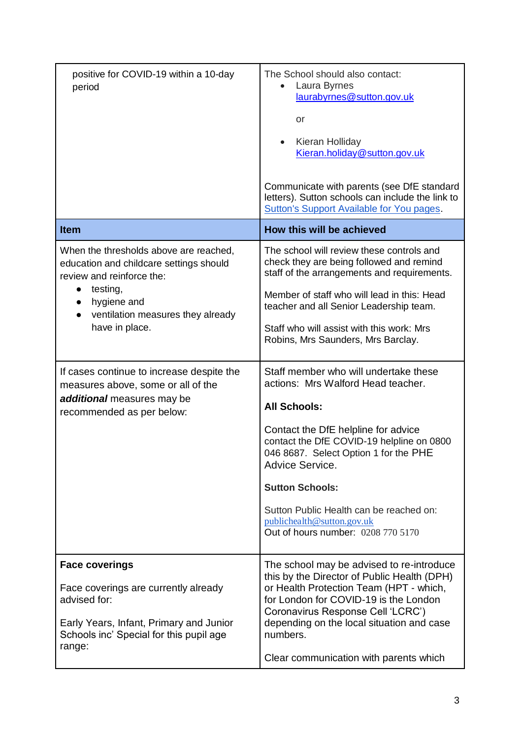| | |
|---|---|
| positive for COVID-19 within a 10-day period | The School should also contact:<br>• Laura Byrnes laurabyrnes@sutton.gov.uk<br>or<br>• Kieran Holliday Kieran.holiday@sutton.gov.uk<br><br>Communicate with parents (see DfE standard letters). Sutton schools can include the link to Sutton's Support Available for You pages. |
| **Item** | **How this will be achieved** |
| When the thresholds above are reached, education and childcare settings should review and reinforce the:<br>● testing,<br>● hygiene and<br>● ventilation measures they already have in place. | The school will review these controls and check they are being followed and remind staff of the arrangements and requirements.<br><br>Member of staff who will lead in this: Head teacher and all Senior Leadership team.<br><br>Staff who will assist with this work: Mrs Robins, Mrs Saunders, Mrs Barclay. |
| If cases continue to increase despite the measures above, some or all of the ***additional*** measures may be recommended as per below: | Staff member who will undertake these actions: Mrs Walford Head teacher.<br><br>**All Schools:**<br><br>Contact the DfE helpline for advice contact the DfE COVID-19 helpline on 0800 046 8687. Select Option 1 for the PHE Advice Service.<br><br>**Sutton Schools:**<br><br>Sutton Public Health can be reached on: publichealth@sutton.gov.uk<br>Out of hours number: 0208 770 5170 |
| **Face coverings**<br><br>Face coverings are currently already advised for:<br><br>Early Years, Infant, Primary and Junior Schools inc' Special for this pupil age range: | The school may be advised to re-introduce this by the Director of Public Health (DPH) or Health Protection Team (HPT - which, for London for COVID-19 is the London Coronavirus Response Cell 'LCRC') depending on the local situation and case numbers.<br><br>Clear communication with parents which |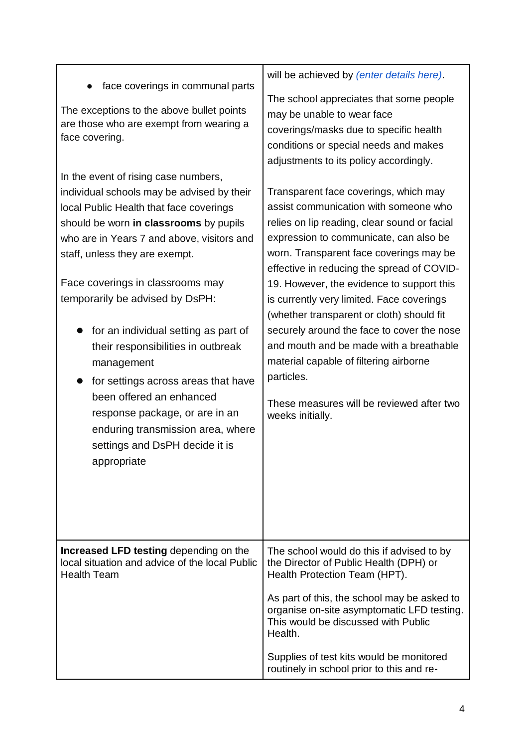| | |
|---|---|
| • face coverings in communal parts<br><br>The exceptions to the above bullet points are those who are exempt from wearing a face covering.<br><br>In the event of rising case numbers, individual schools may be advised by their local Public Health that face coverings should be worn **in classrooms** by pupils who are in Years 7 and above, visitors and staff, unless they are exempt.<br><br>Face coverings in classrooms may temporarily be advised by DsPH:<br><br>• for an individual setting as part of their responsibilities in outbreak management<br>• for settings across areas that have been offered an enhanced response package, or are in an enduring transmission area, where settings and DsPH decide it is appropriate | will be achieved by *(enter details here)*.<br><br>The school appreciates that some people may be unable to wear face coverings/masks due to specific health conditions or special needs and makes adjustments to its policy accordingly.<br><br>Transparent face coverings, which may assist communication with someone who relies on lip reading, clear sound or facial expression to communicate, can also be worn. Transparent face coverings may be effective in reducing the spread of COVID-19. However, the evidence to support this is currently very limited. Face coverings (whether transparent or cloth) should fit securely around the face to cover the nose and mouth and be made with a breathable material capable of filtering airborne particles.<br><br>These measures will be reviewed after two weeks initially. |
| **Increased LFD testing** depending on the local situation and advice of the local Public Health Team | The school would do this if advised to by the Director of Public Health (DPH) or Health Protection Team (HPT).<br><br>As part of this, the school may be asked to organise on-site asymptomatic LFD testing. This would be discussed with Public Health.<br><br>Supplies of test kits would be monitored routinely in school prior to this and re- |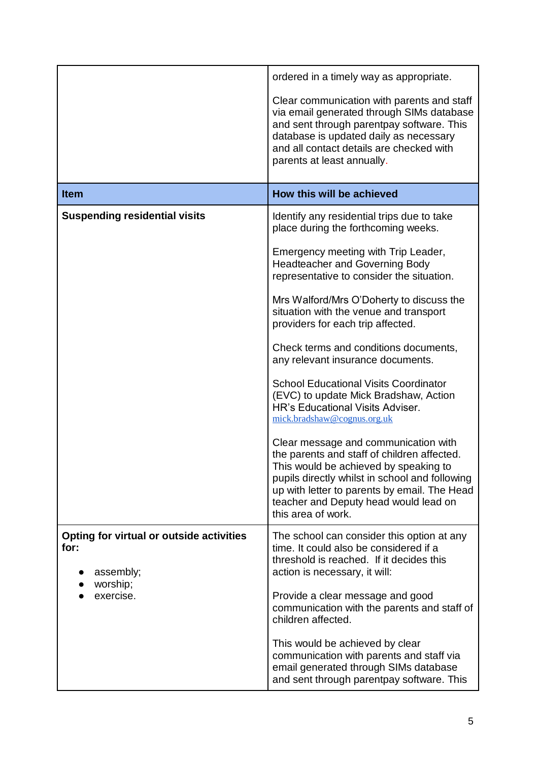| | |
|---|---|
| | ordered in a timely way as appropriate.<br><br>Clear communication with parents and staff via email generated through SIMs database and sent through parentpay software. This database is updated daily as necessary and all contact details are checked with parents at least annually. |

| **Item** | **How this will be achieved** |
|---|---|
| **Suspending residential visits** | Identify any residential trips due to take place during the forthcoming weeks.<br><br>Emergency meeting with Trip Leader, Headteacher and Governing Body representative to consider the situation.<br><br>Mrs Walford/Mrs O'Doherty to discuss the situation with the venue and transport providers for each trip affected.<br><br>Check terms and conditions documents, any relevant insurance documents.<br><br>School Educational Visits Coordinator (EVC) to update Mick Bradshaw, Action HR's Educational Visits Adviser. mick.bradshaw@cognus.org.uk<br><br>Clear message and communication with the parents and staff of children affected. This would be achieved by speaking to pupils directly whilst in school and following up with letter to parents by email. The Head teacher and Deputy head would lead on this area of work. |
| **Opting for virtual or outside activities for:**<br><br>● assembly;<br>● worship;<br>● exercise. | The school can consider this option at any time. It could also be considered if a threshold is reached. If it decides this action is necessary, it will:<br><br>Provide a clear message and good communication with the parents and staff of children affected.<br><br>This would be achieved by clear communication with parents and staff via email generated through SIMs database and sent through parentpay software. This |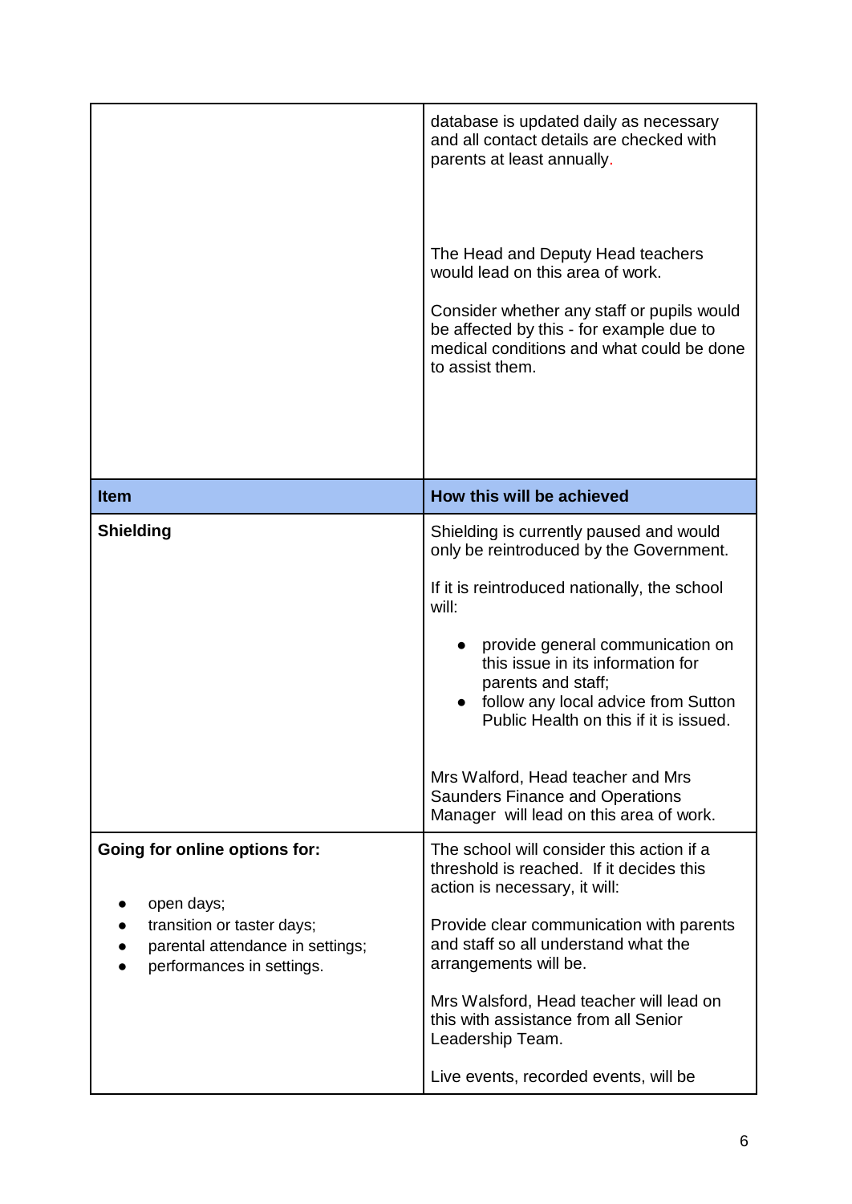| | |
|---|---|
| | database is updated daily as necessary and all contact details are checked with parents at least annually.<br><br>The Head and Deputy Head teachers would lead on this area of work.<br><br>Consider whether any staff or pupils would be affected by this - for example due to medical conditions and what could be done to assist them. |
| **Item** | **How this will be achieved** |
| **Shielding** | Shielding is currently paused and would only be reintroduced by the Government.<br><br>If it is reintroduced nationally, the school will:<br><br>● provide general communication on this issue in its information for parents and staff;<br>● follow any local advice from Sutton Public Health on this if it is issued.<br><br>Mrs Walford, Head teacher and Mrs Saunders Finance and Operations Manager will lead on this area of work. |
| **Going for online options for:**<br><br>● open days;<br>● transition or taster days;<br>● parental attendance in settings;<br>● performances in settings. | The school will consider this action if a threshold is reached. If it decides this action is necessary, it will:<br><br>Provide clear communication with parents and staff so all understand what the arrangements will be.<br><br>Mrs Walsford, Head teacher will lead on this with assistance from all Senior Leadership Team.<br><br>Live events, recorded events, will be |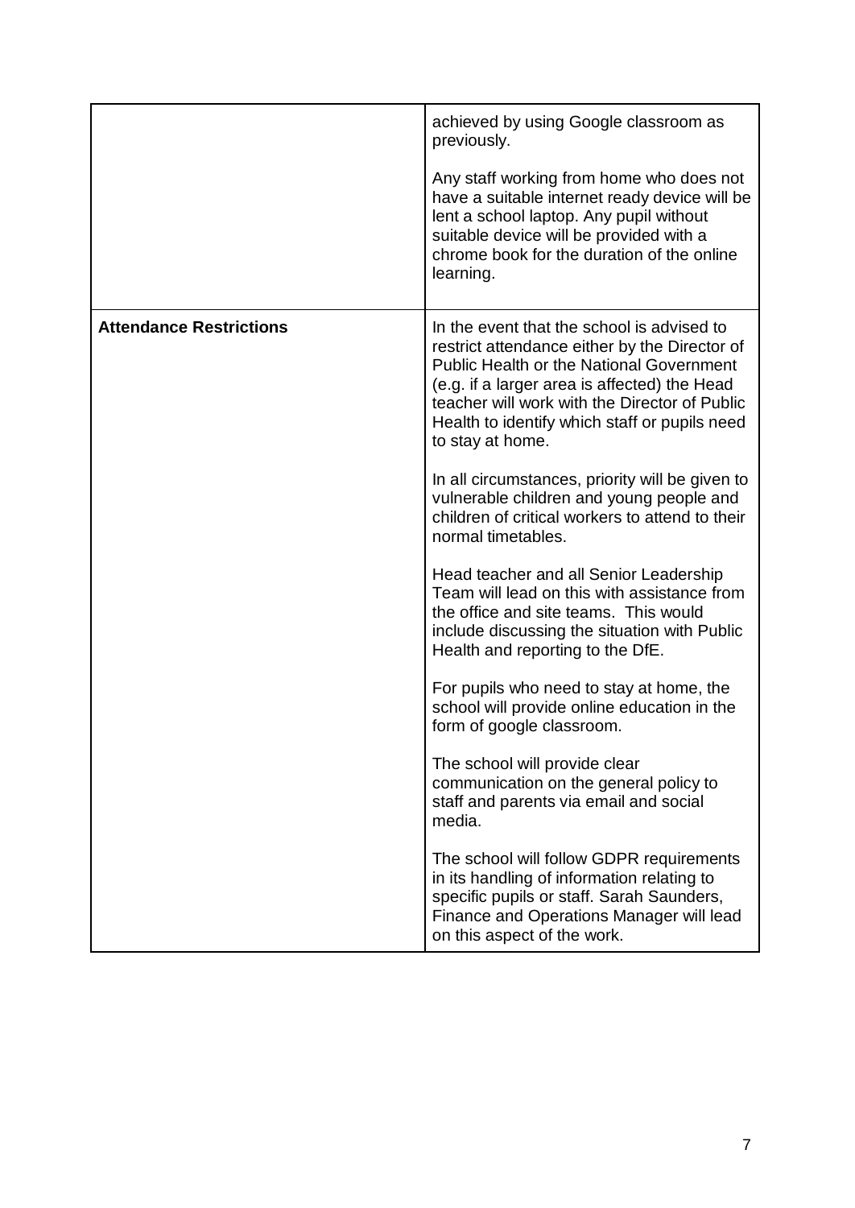| | |
|---|---|
| | achieved by using Google classroom as previously.<br><br>Any staff working from home who does not have a suitable internet ready device will be lent a school laptop. Any pupil without suitable device will be provided with a chrome book for the duration of the online learning. |
| **Attendance Restrictions** | In the event that the school is advised to restrict attendance either by the Director of Public Health or the National Government (e.g. if a larger area is affected) the Head teacher will work with the Director of Public Health to identify which staff or pupils need to stay at home.<br><br>In all circumstances, priority will be given to vulnerable children and young people and children of critical workers to attend to their normal timetables.<br><br>Head teacher and all Senior Leadership Team will lead on this with assistance from the office and site teams. This would include discussing the situation with Public Health and reporting to the DfE.<br><br>For pupils who need to stay at home, the school will provide online education in the form of google classroom.<br><br>The school will provide clear communication on the general policy to staff and parents via email and social media.<br><br>The school will follow GDPR requirements in its handling of information relating to specific pupils or staff. Sarah Saunders, Finance and Operations Manager will lead on this aspect of the work. |